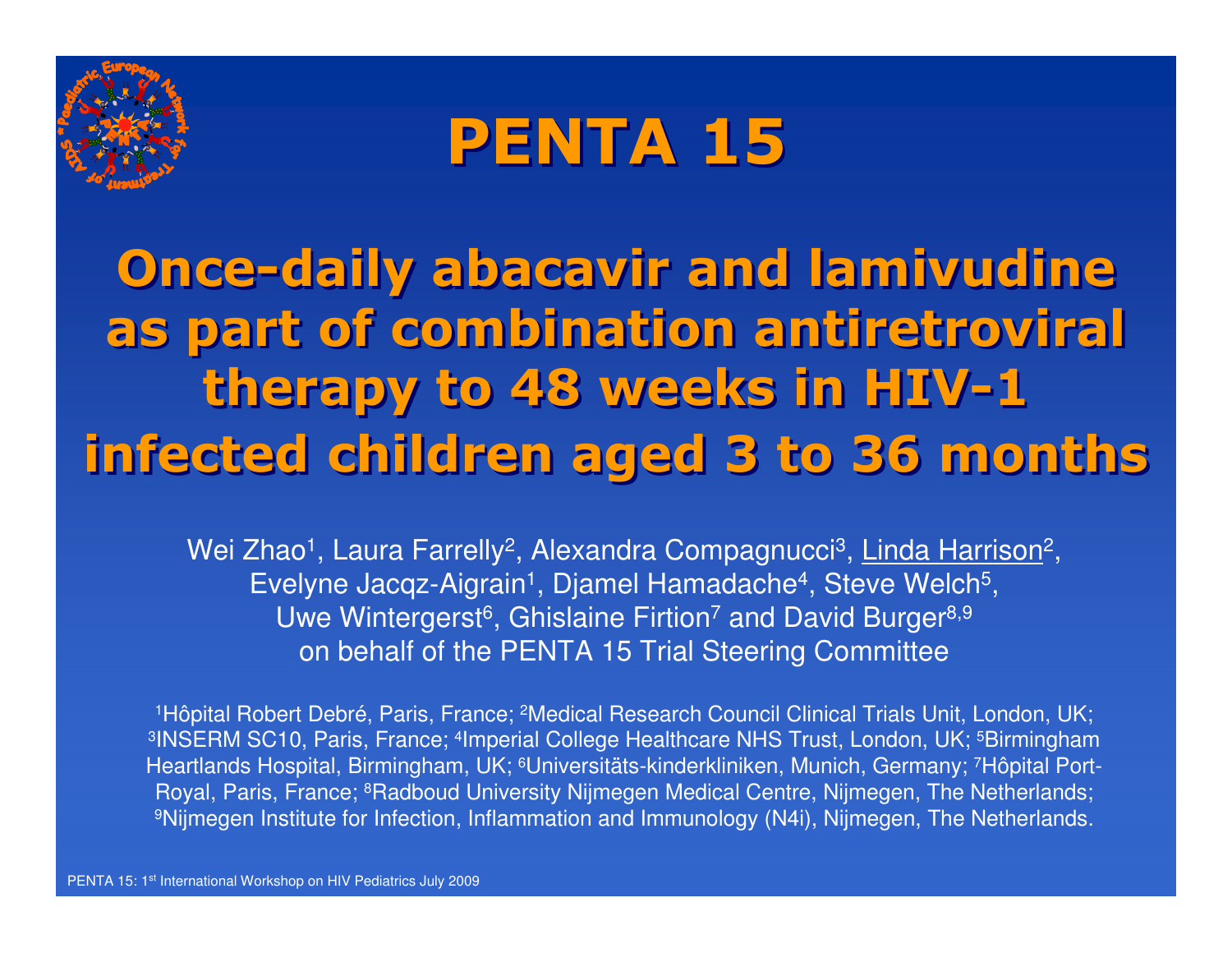# PENTA 15

## Once-daily abacavir and lamivudine as part of combination antiretroviral therapy to 48 weeks in HIV-1 infected children aged 3 to 36 months

Wei Zhao[1], Laura Farrelly[2], Alexandra Compagnucci[3], Linda Harrison[2], Evelyne Jacqz-Aigrain[1], Djamel Hamadache[4], Steve Welch[5], Uwe Wintergerst[6], Ghislaine Firtion[7] and David Burger[8,9]
on behalf of the PENTA 15 Trial Steering Committee

[1]Hôpital Robert Debré, Paris, France; [2]Medical Research Council Clinical Trials Unit, London, UK; [3]INSERM SC10, Paris, France; [4]Imperial College Healthcare NHS Trust, London, UK; [5]Birmingham Heartlands Hospital, Birmingham, UK; [6]Universitäts-kinderkliniken, Munich, Germany; [7]Hôpital Port-Royal, Paris, France; [8]Radboud University Nijmegen Medical Centre, Nijmegen, The Netherlands; [9]Nijmegen Institute for Infection, Inflammation and Immunology (N4i), Nijmegen, The Netherlands.

PENTA 15: 1st International Workshop on HIV Pediatrics July 2009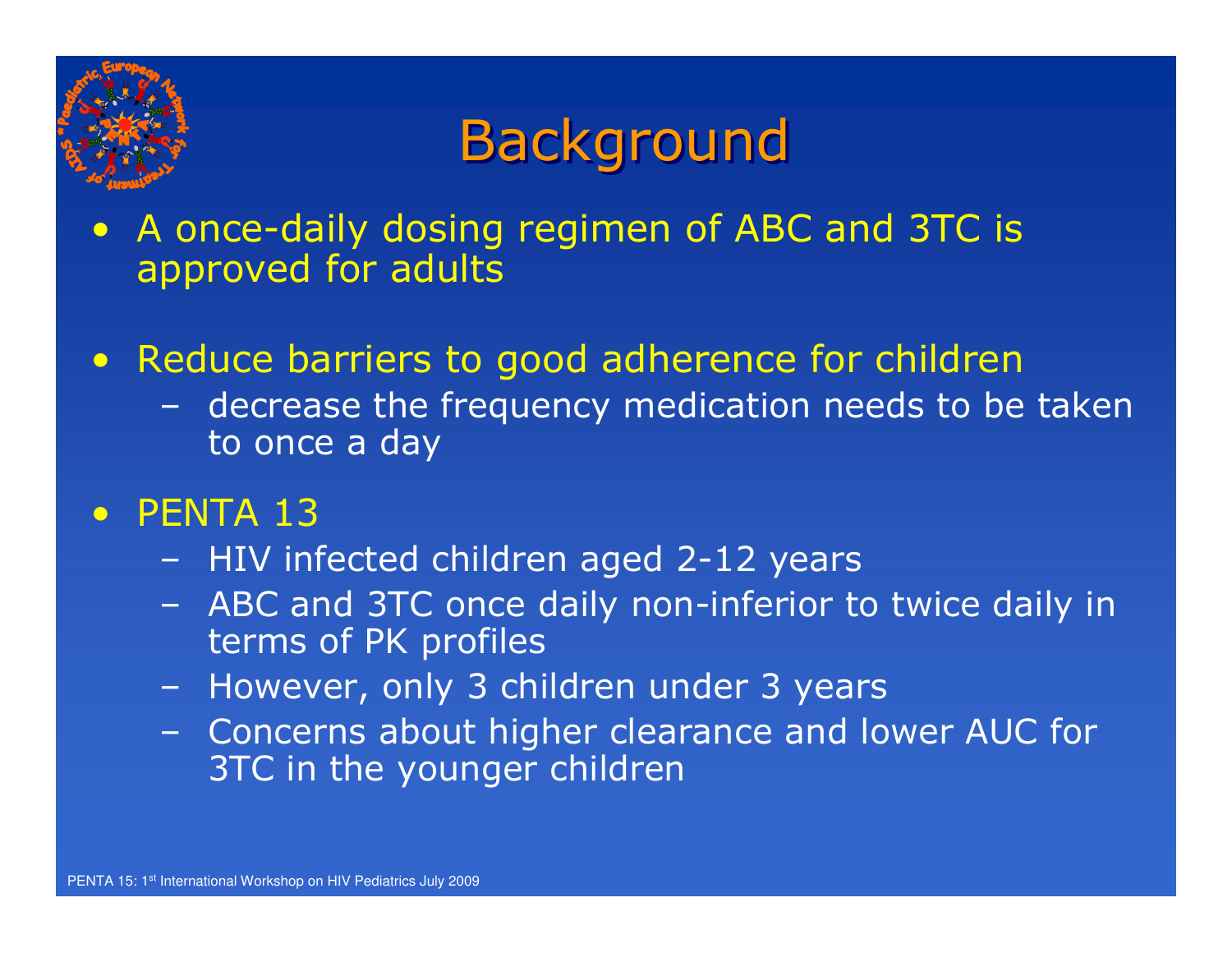# Background

- A once-daily dosing regimen of ABC and 3TC is approved for adults
- Reduce barriers to good adherence for children
  - decrease the frequency medication needs to be taken to once a day
- PENTA 13
  - HIV infected children aged 2-12 years
  - ABC and 3TC once daily non-inferior to twice daily in terms of PK profiles
  - However, only 3 children under 3 years
  - Concerns about higher clearance and lower AUC for 3TC in the younger children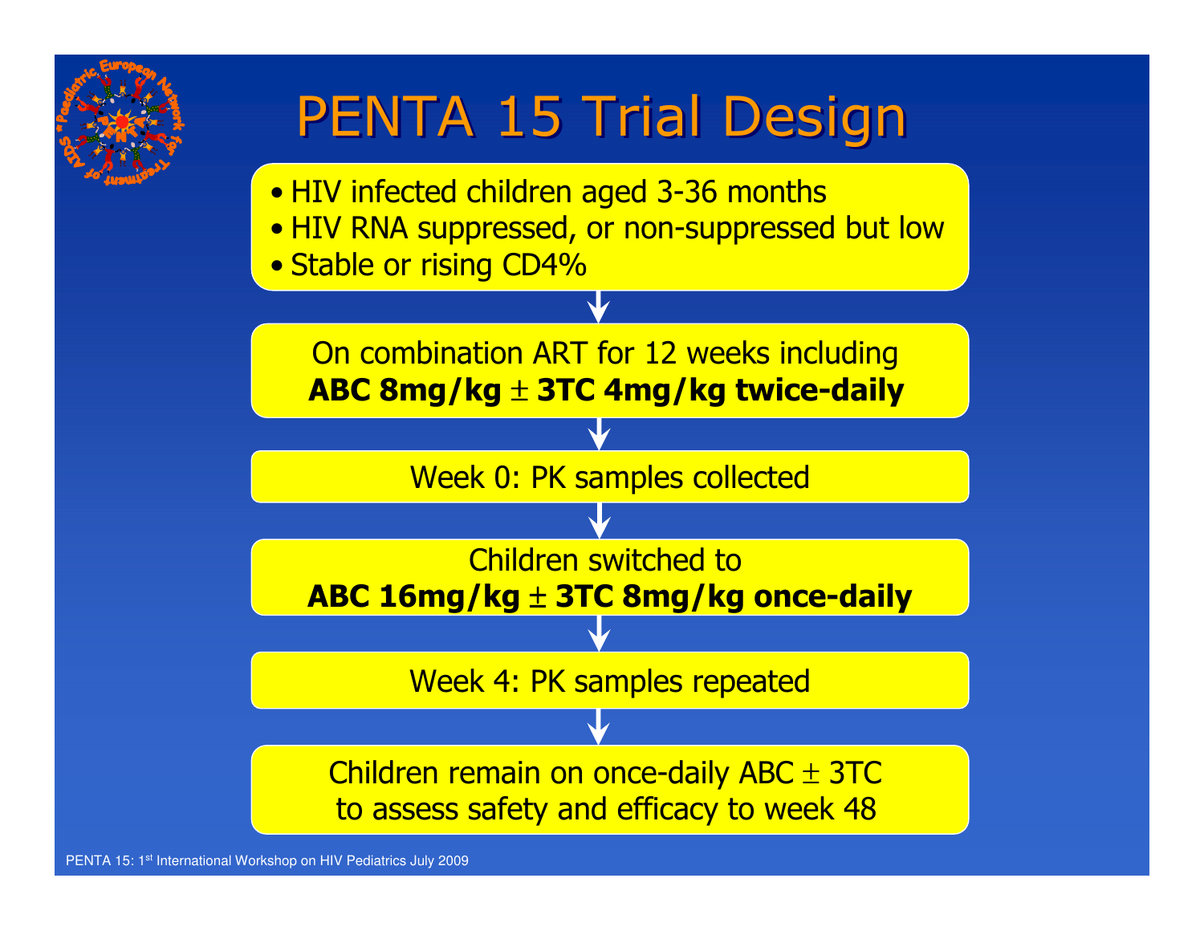# PENTA 15 Trial Design

- HIV infected children aged 3-36 months
- HIV RNA suppressed, or non-suppressed but low
- Stable or rising CD4%

↓

On combination ART for 12 weeks including
**ABC 8mg/kg ± 3TC 4mg/kg twice-daily**

↓

Week 0: PK samples collected

↓

Children switched to
**ABC 16mg/kg ± 3TC 8mg/kg once-daily**

↓

Week 4: PK samples repeated

↓

Children remain on once-daily ABC ± 3TC
to assess safety and efficacy to week 48

PENTA 15: 1st International Workshop on HIV Pediatrics July 2009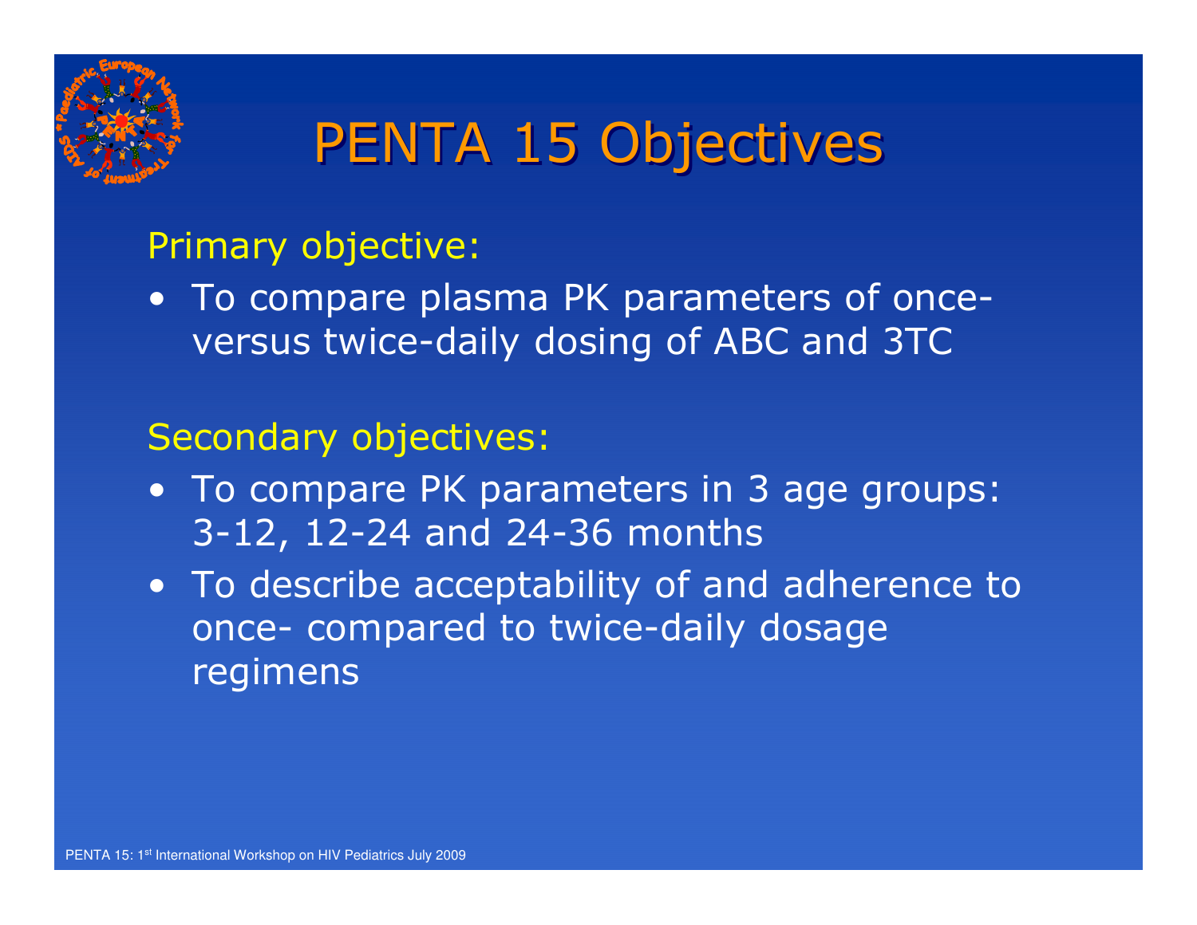# PENTA 15 Objectives

Primary objective:

- To compare plasma PK parameters of once- versus twice-daily dosing of ABC and 3TC

Secondary objectives:

- To compare PK parameters in 3 age groups: 3-12, 12-24 and 24-36 months
- To describe acceptability of and adherence to once- compared to twice-daily dosage regimens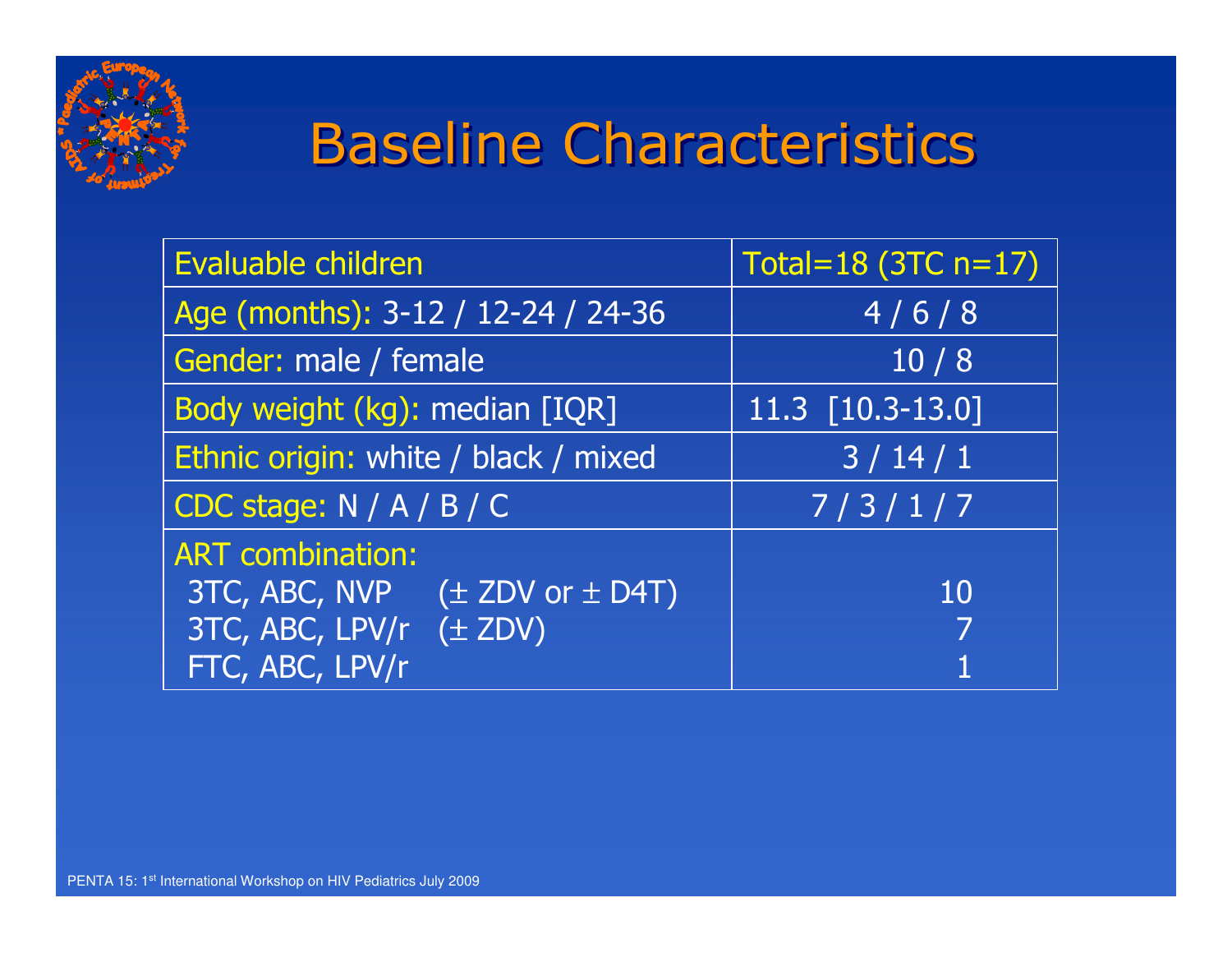# Baseline Characteristics

| Evaluable children | Total=18 (3TC n=17) |
| --- | --- |
| Age (months): 3-12 / 12-24 / 24-36 | 4 / 6 / 8 |
| Gender: male / female | 10 / 8 |
| Body weight (kg): median [IQR] | 11.3 [10.3-13.0] |
| Ethnic origin: white / black / mixed | 3 / 14 / 1 |
| CDC stage: N / A / B / C | 7 / 3 / 1 / 7 |
| ART combination: | |
| 3TC, ABC, NVP (± ZDV or ± D4T) | 10 |
| 3TC, ABC, LPV/r (± ZDV) | 7 |
| FTC, ABC, LPV/r | 1 |

PENTA 15: 1st International Workshop on HIV Pediatrics July 2009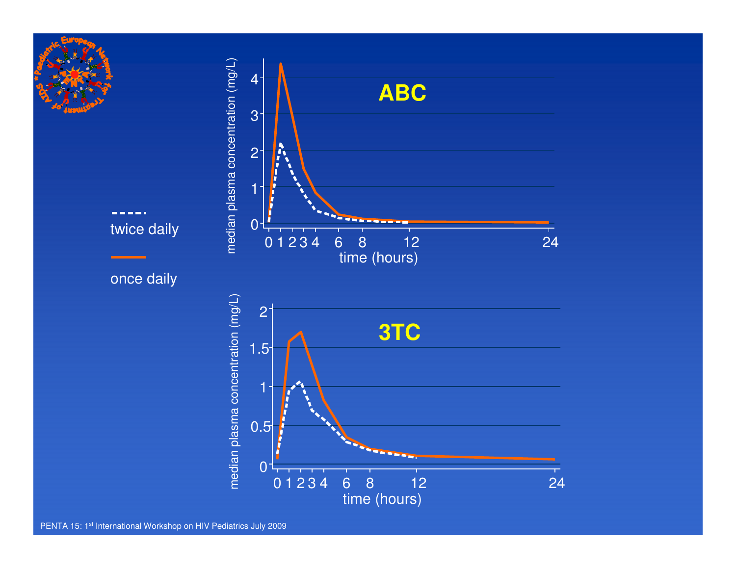**ABC**

**3TC**

- - - - - twice daily

——— once daily

PENTA 15: 1st International Workshop on HIV Pediatrics July 2009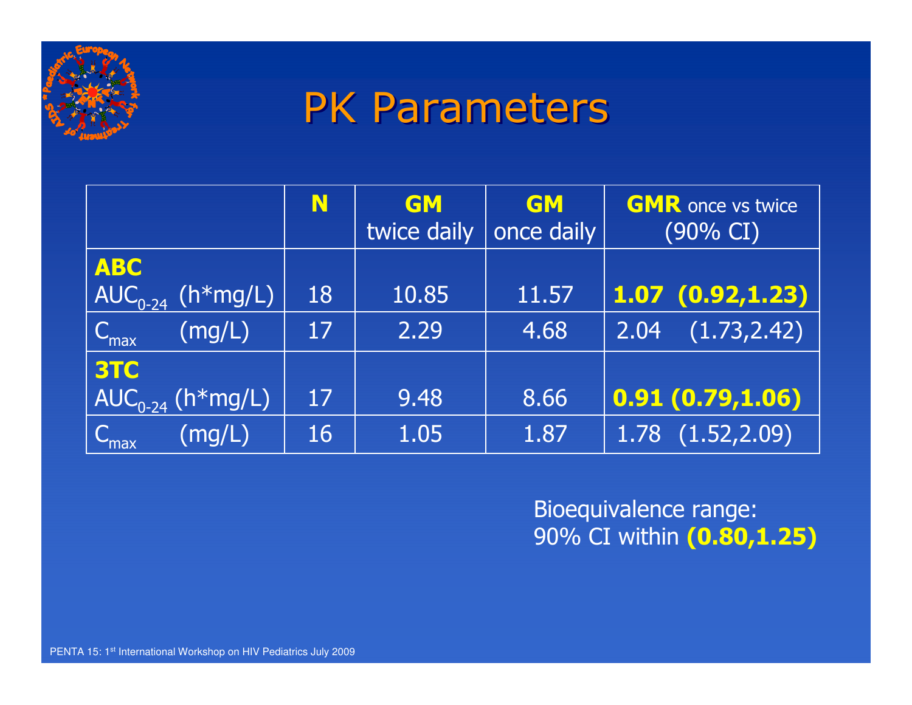# PK Parameters

| | N | GM twice daily | GM once daily | GMR once vs twice (90% CI) |
|---|---|---|---|---|
| **ABC** | | | | |
| $AUC_{0-24}$ (h*mg/L) | 18 | 10.85 | 11.57 | **1.07 (0.92,1.23)** |
| $C_{max}$ (mg/L) | 17 | 2.29 | 4.68 | 2.04 (1.73,2.42) |
| **3TC** | | | | |
| $AUC_{0-24}$ (h*mg/L) | 17 | 9.48 | 8.66 | **0.91 (0.79,1.06)** |
| $C_{max}$ (mg/L) | 16 | 1.05 | 1.87 | 1.78 (1.52,2.09) |

Bioequivalence range:
90% CI within **(0.80,1.25)**

PENTA 15: 1st International Workshop on HIV Pediatrics July 2009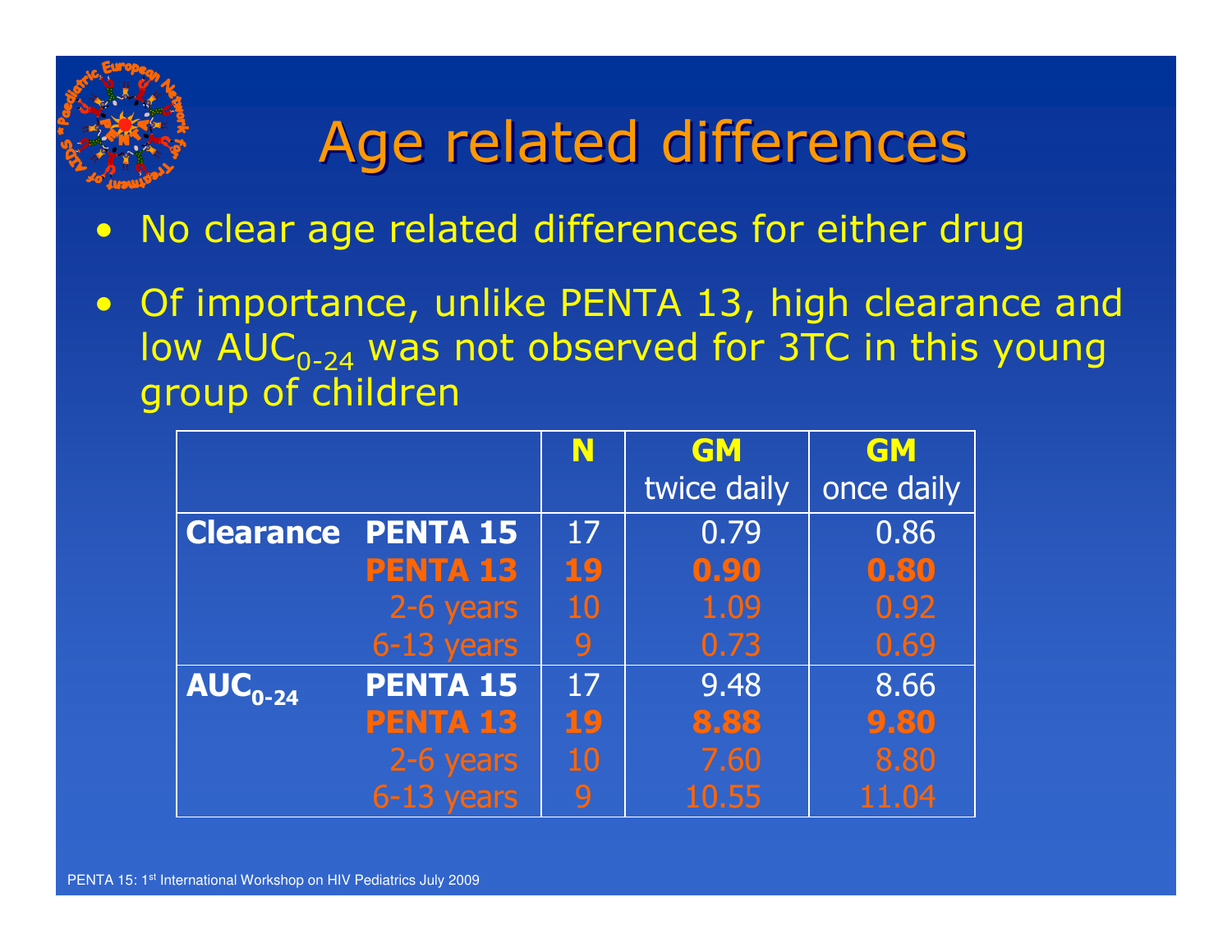# Age related differences

- No clear age related differences for either drug
- Of importance, unlike PENTA 13, high clearance and low $AUC_{0-24}$ was not observed for 3TC in this young group of children

| | | N | GM twice daily | GM once daily |
|---|---|---|---|---|
| **Clearance** | **PENTA 15** | 17 | 0.79 | 0.86 |
| | **PENTA 13** | **19** | **0.90** | **0.80** |
| | 2-6 years | 10 | 1.09 | 0.92 |
| | 6-13 years | 9 | 0.73 | 0.69 |
| **$AUC_{0-24}$** | **PENTA 15** | 17 | 9.48 | 8.66 |
| | **PENTA 13** | **19** | **8.88** | **9.80** |
| | 2-6 years | 10 | 7.60 | 8.80 |
| | 6-13 years | 9 | 10.55 | 11.04 |

PENTA 15: 1st International Workshop on HIV Pediatrics July 2009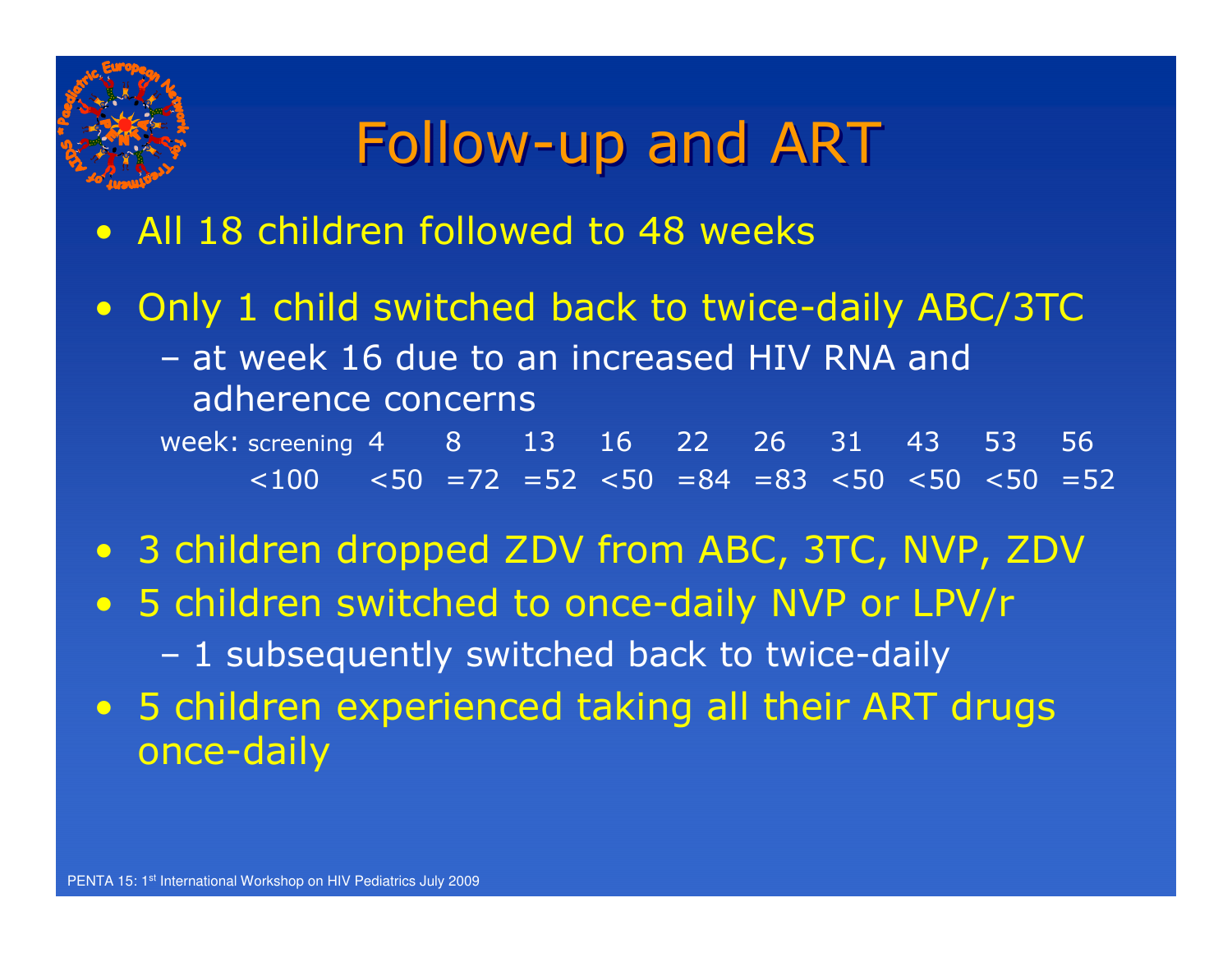# Follow-up and ART

- All 18 children followed to 48 weeks
- Only 1 child switched back to twice-daily ABC/3TC
  - at week 16 due to an increased HIV RNA and adherence concerns

| week: | screening | 4 | 8 | 13 | 16 | 22 | 26 | 31 | 43 | 53 | 56 |
|---|---|---|---|---|---|---|---|---|---|---|---|
| | <100 | <50 | =72 | =52 | <50 | =84 | =83 | <50 | <50 | <50 | =52 |

- 3 children dropped ZDV from ABC, 3TC, NVP, ZDV
- 5 children switched to once-daily NVP or LPV/r
  - 1 subsequently switched back to twice-daily
- 5 children experienced taking all their ART drugs once-daily

PENTA 15: 1st International Workshop on HIV Pediatrics July 2009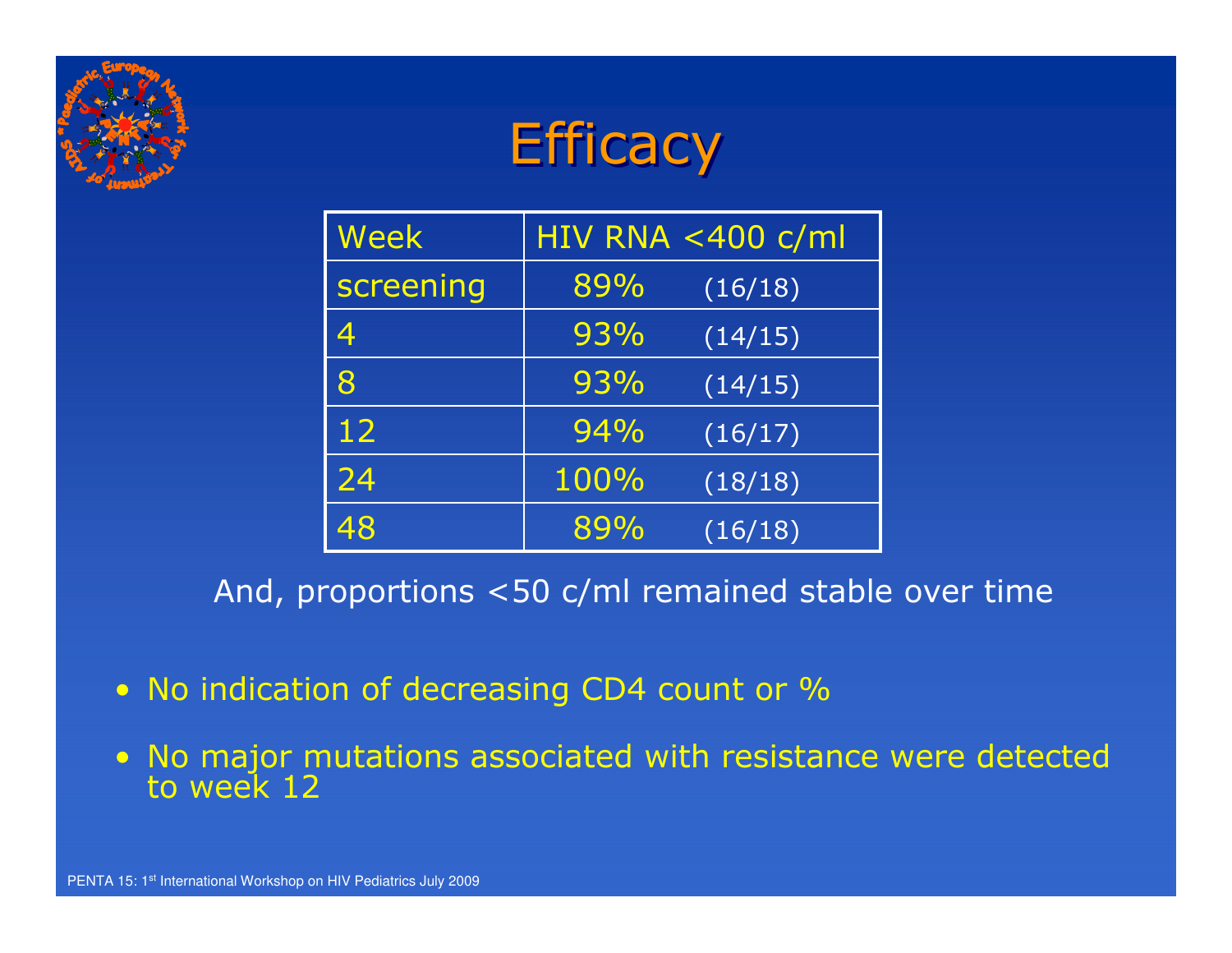# Efficacy

| Week | HIV RNA <400 c/ml | |
|---|---|---|
| screening | 89% | (16/18) |
| 4 | 93% | (14/15) |
| 8 | 93% | (14/15) |
| 12 | 94% | (16/17) |
| 24 | 100% | (18/18) |
| 48 | 89% | (16/18) |

And, proportions <50 c/ml remained stable over time

- No indication of decreasing CD4 count or %
- No major mutations associated with resistance were detected to week 12

PENTA 15: 1st International Workshop on HIV Pediatrics July 2009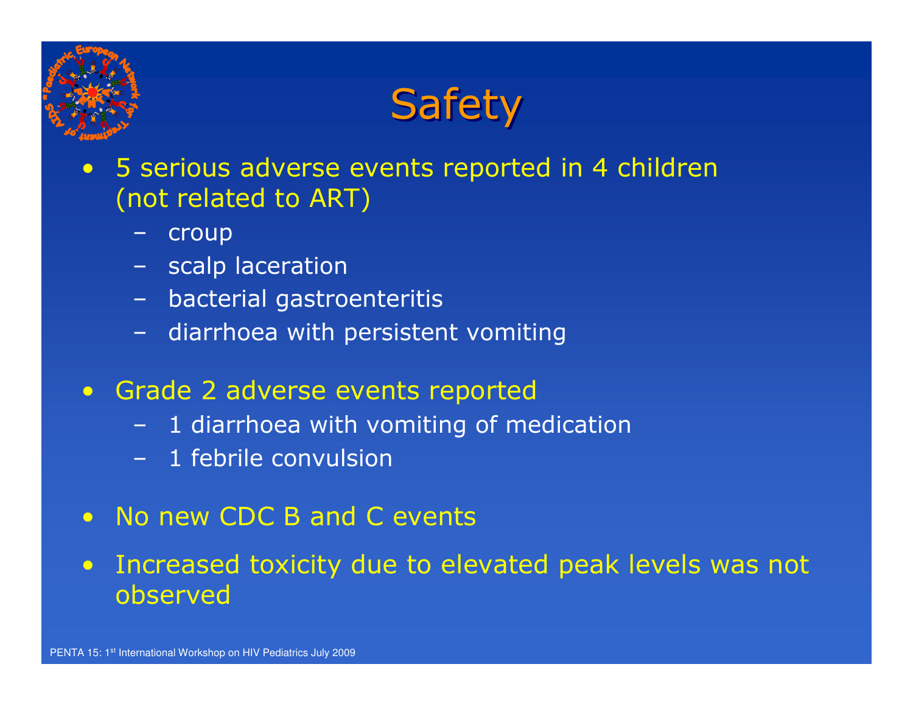# Safety

- 5 serious adverse events reported in 4 children (not related to ART)
  - croup
  - scalp laceration
  - bacterial gastroenteritis
  - diarrhoea with persistent vomiting
- Grade 2 adverse events reported
  - 1 diarrhoea with vomiting of medication
  - 1 febrile convulsion
- No new CDC B and C events
- Increased toxicity due to elevated peak levels was not observed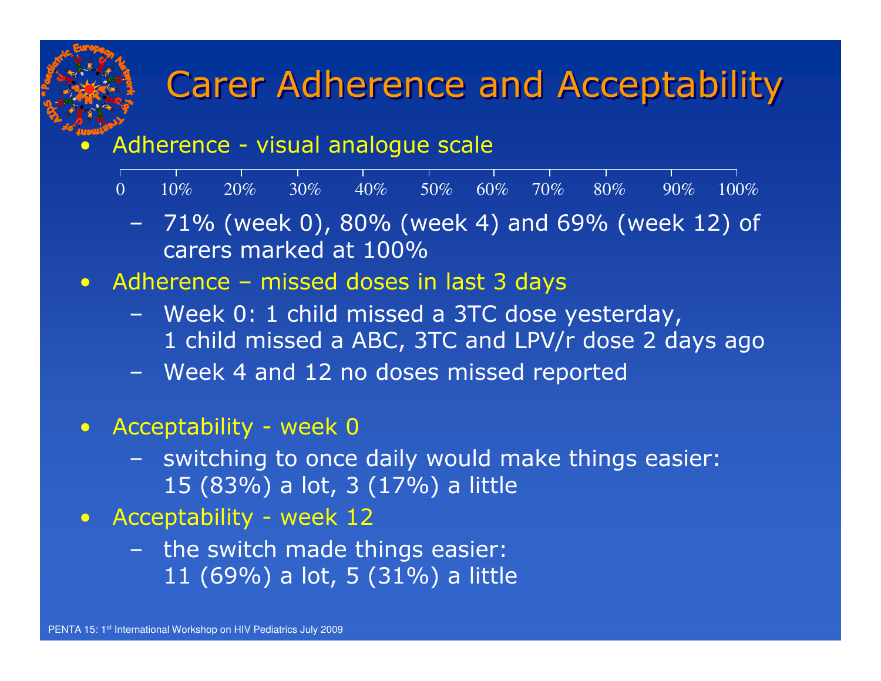# Carer Adherence and Acceptability

- Adherence - visual analogue scale

  0 10% 20% 30% 40% 50% 60% 70% 80% 90% 100%

  - 71% (week 0), 80% (week 4) and 69% (week 12) of carers marked at 100%
- Adherence – missed doses in last 3 days
  - Week 0: 1 child missed a 3TC dose yesterday, 1 child missed a ABC, 3TC and LPV/r dose 2 days ago
  - Week 4 and 12 no doses missed reported
- Acceptability - week 0
  - switching to once daily would make things easier: 15 (83%) a lot, 3 (17%) a little
- Acceptability - week 12
  - the switch made things easier: 11 (69%) a lot, 5 (31%) a little

PENTA 15: 1st International Workshop on HIV Pediatrics July 2009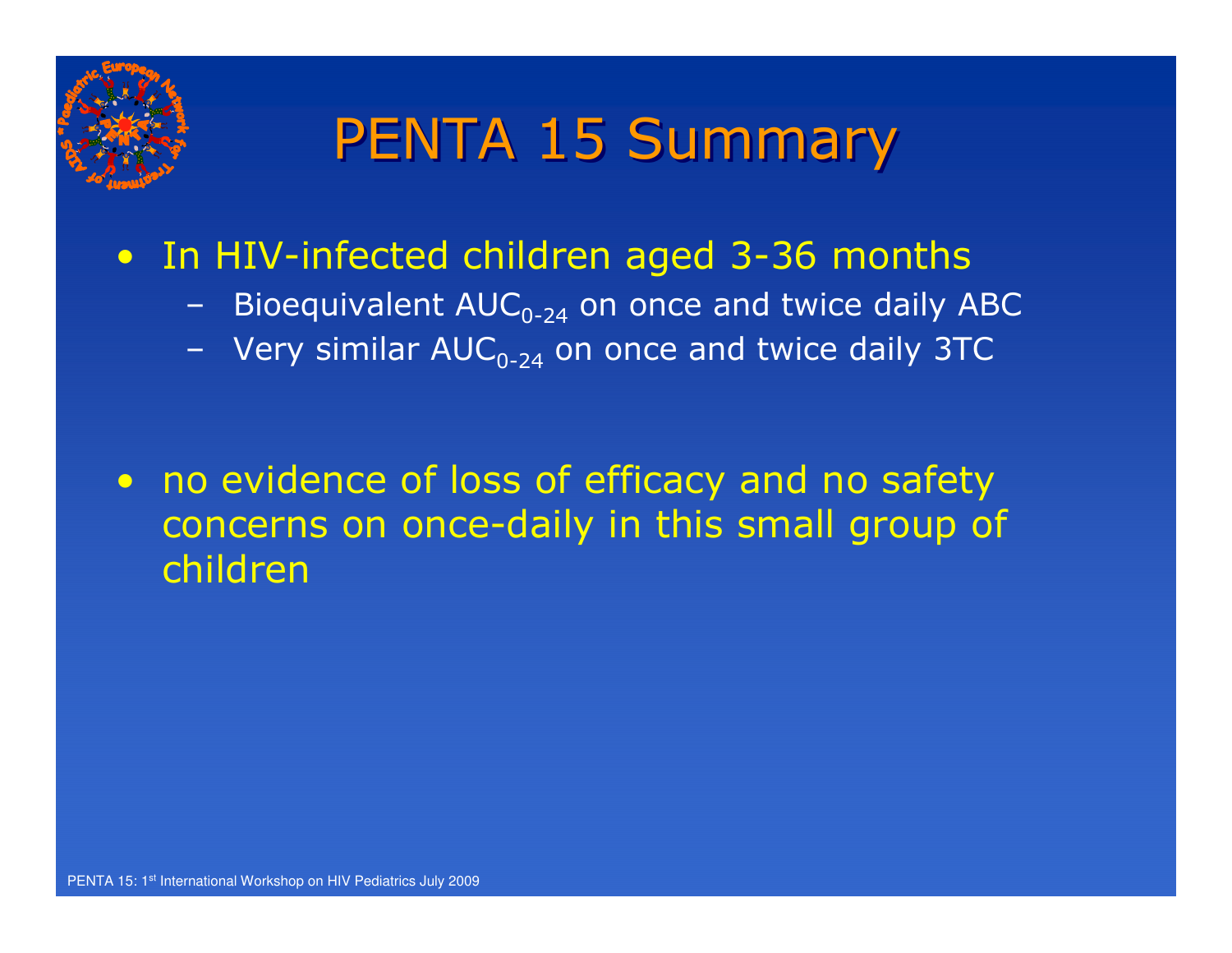# PENTA 15 Summary

- In HIV-infected children aged 3-36 months
  - Bioequivalent $AUC_{0-24}$ on once and twice daily ABC
  - Very similar $AUC_{0-24}$ on once and twice daily 3TC

- no evidence of loss of efficacy and no safety concerns on once-daily in this small group of children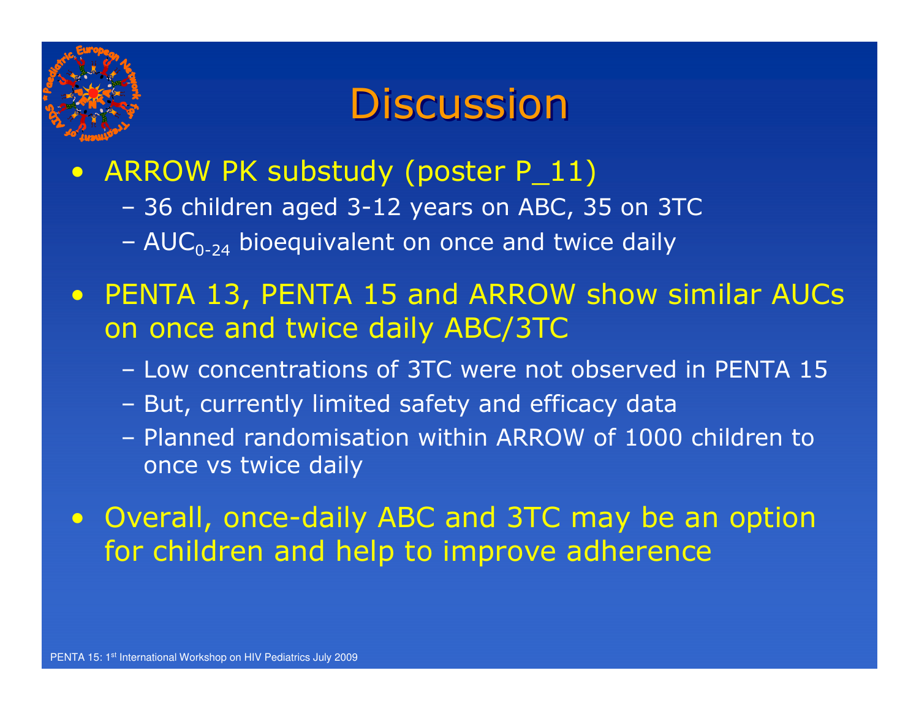# Discussion

- ARROW PK substudy (poster P_11)
  - 36 children aged 3-12 years on ABC, 35 on 3TC
  - $AUC_{0-24}$ bioequivalent on once and twice daily
- PENTA 13, PENTA 15 and ARROW show similar AUCs on once and twice daily ABC/3TC
  - Low concentrations of 3TC were not observed in PENTA 15
  - But, currently limited safety and efficacy data
  - Planned randomisation within ARROW of 1000 children to once vs twice daily
- Overall, once-daily ABC and 3TC may be an option for children and help to improve adherence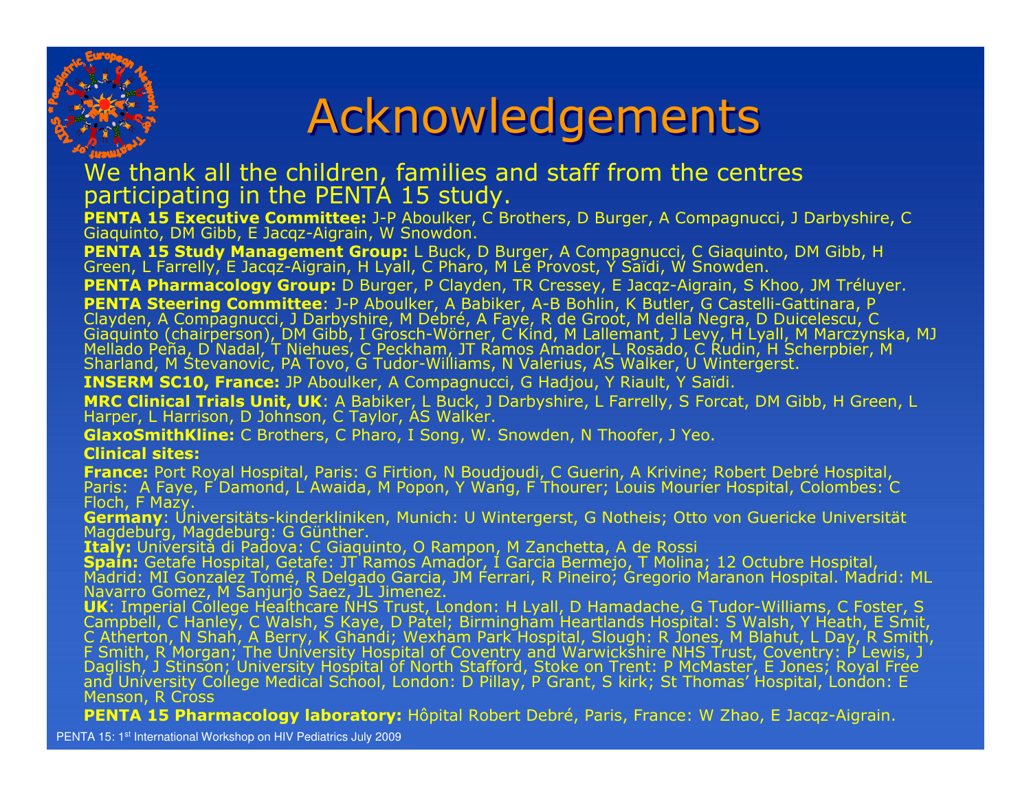# Acknowledgements

We thank all the children, families and staff from the centres participating in the PENTA 15 study.

**PENTA 15 Executive Committee:** J-P Aboulker, C Brothers, D Burger, A Compagnucci, J Darbyshire, C Giaquinto, DM Gibb, E Jacqz-Aigrain, W Snowdon.

**PENTA 15 Study Management Group:** L Buck, D Burger, A Compagnucci, C Giaquinto, DM Gibb, H Green, L Farrelly, E Jacqz-Aigrain, H Lyall, C Pharo, M Le Provost, Y Saïdi, W Snowden.

**PENTA Pharmacology Group:** D Burger, P Clayden, TR Cressey, E Jacqz-Aigrain, S Khoo, JM Tréluyer.

**PENTA Steering Committee**: J-P Aboulker, A Babiker, A-B Bohlin, K Butler, G Castelli-Gattinara, P Clayden, A Compagnucci, J Darbyshire, M Debré, A Faye, R de Groot, M della Negra, D Duicelescu, C Giaquinto (chairperson), DM Gibb, I Grosch-Wörner, C Kind, M Lallemant, J Levy, H Lyall, M Marczynska, MJ Mellado Peña, D Nadal, T Niehues, C Peckham, JT Ramos Amador, L Rosado, C Rudin, H Scherpbier, M Sharland, M Stevanovic, PA Tovo, G Tudor-Williams, N Valerius, AS Walker, U Wintergerst.

**INSERM SC10, France:** JP Aboulker, A Compagnucci, G Hadjou, Y Riault, Y Saïdi.

**MRC Clinical Trials Unit, UK**: A Babiker, L Buck, J Darbyshire, L Farrelly, S Forcat, DM Gibb, H Green, L Harper, L Harrison, D Johnson, C Taylor, AS Walker.

**GlaxoSmithKline:** C Brothers, C Pharo, I Song, W. Snowden, N Thoofer, J Yeo.

**Clinical sites:**

**France:** Port Royal Hospital, Paris: G Firtion, N Boudjoudi, C Guerin, A Krivine; Robert Debré Hospital, Paris: A Faye, F Damond, L Awaida, M Popon, Y Wang, F Thourer; Louis Mourier Hospital, Colombes: C Floch, F Mazy.

**Germany**: Universitäts-kinderkliniken, Munich: U Wintergerst, G Notheis; Otto von Guericke Universität Magdeburg, Magdeburg: G Günther.

**Italy:** Università di Padova: C Giaquinto, O Rampon, M Zanchetta, A de Rossi

**Spain:** Getafe Hospital, Getafe: JT Ramos Amador, I Garcia Bermejo, T Molina; 12 Octubre Hospital, Madrid: MI Gonzalez Tomé, R Delgado Garcia, JM Ferrari, R Pineiro; Gregorio Maranon Hospital. Madrid: ML Navarro Gomez, M Sanjurjo Saez, JL Jimenez.

**UK**: Imperial College Healthcare NHS Trust, London: H Lyall, D Hamadache, G Tudor-Williams, C Foster, S Campbell, C Hanley, C Walsh, S Kaye, D Patel; Birmingham Heartlands Hospital: S Walsh, Y Heath, E Smit, C Atherton, N Shah, A Berry, K Ghandi; Wexham Park Hospital, Slough: R Jones, M Blahut, L Day, R Smith, F Smith, R Morgan; The University Hospital of Coventry and Warwickshire NHS Trust, Coventry: P Lewis, J Daglish, J Stinson; University Hospital of North Stafford, Stoke on Trent: P McMaster, E Jones; Royal Free and University College Medical School, London: D Pillay, P Grant, S kirk; St Thomas' Hospital, London: E Menson, R Cross

**PENTA 15 Pharmacology laboratory:** Hôpital Robert Debré, Paris, France: W Zhao, E Jacqz-Aigrain.